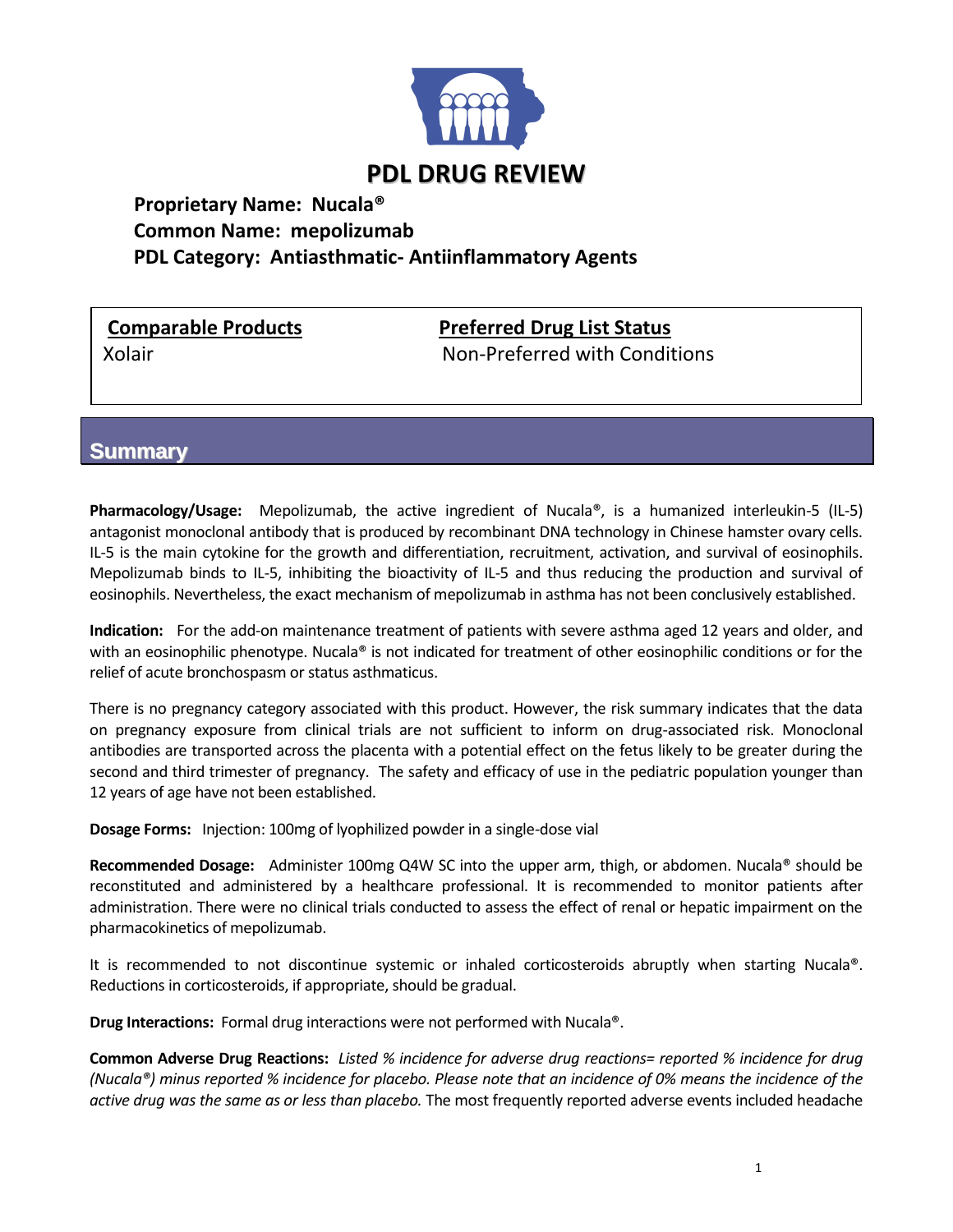# PDL DRUG REVIEW

**Proprietary Name: Nucala®**
**Common Name: mepolizumab**
**PDL Category: Antiasthmatic- Antiinflammatory Agents**

| Comparable Products | Preferred Drug List Status |
|---|---|
| Xolair | Non-Preferred with Conditions |

## Summary

**Pharmacology/Usage:** Mepolizumab, the active ingredient of Nucala®, is a humanized interleukin-5 (IL-5) antagonist monoclonal antibody that is produced by recombinant DNA technology in Chinese hamster ovary cells. IL-5 is the main cytokine for the growth and differentiation, recruitment, activation, and survival of eosinophils. Mepolizumab binds to IL-5, inhibiting the bioactivity of IL-5 and thus reducing the production and survival of eosinophils. Nevertheless, the exact mechanism of mepolizumab in asthma has not been conclusively established.

**Indication:** For the add-on maintenance treatment of patients with severe asthma aged 12 years and older, and with an eosinophilic phenotype. Nucala® is not indicated for treatment of other eosinophilic conditions or for the relief of acute bronchospasm or status asthmaticus.

There is no pregnancy category associated with this product. However, the risk summary indicates that the data on pregnancy exposure from clinical trials are not sufficient to inform on drug-associated risk. Monoclonal antibodies are transported across the placenta with a potential effect on the fetus likely to be greater during the second and third trimester of pregnancy. The safety and efficacy of use in the pediatric population younger than 12 years of age have not been established.

**Dosage Forms:** Injection: 100mg of lyophilized powder in a single-dose vial

**Recommended Dosage:** Administer 100mg Q4W SC into the upper arm, thigh, or abdomen. Nucala® should be reconstituted and administered by a healthcare professional. It is recommended to monitor patients after administration. There were no clinical trials conducted to assess the effect of renal or hepatic impairment on the pharmacokinetics of mepolizumab.

It is recommended to not discontinue systemic or inhaled corticosteroids abruptly when starting Nucala®. Reductions in corticosteroids, if appropriate, should be gradual.

**Drug Interactions:** Formal drug interactions were not performed with Nucala®.

**Common Adverse Drug Reactions:** *Listed % incidence for adverse drug reactions= reported % incidence for drug (Nucala®) minus reported % incidence for placebo. Please note that an incidence of 0% means the incidence of the active drug was the same as or less than placebo.* The most frequently reported adverse events included headache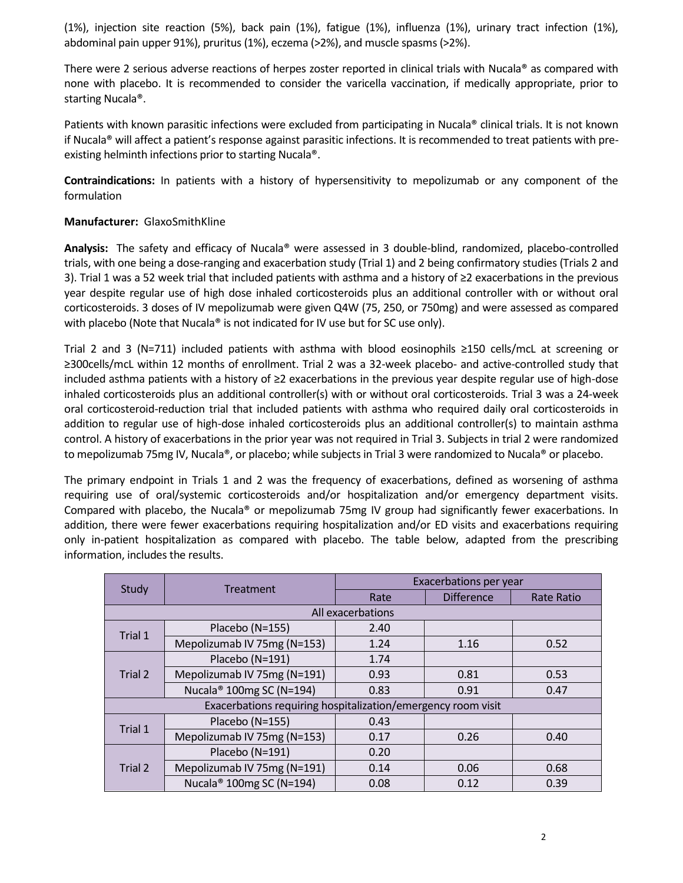(1%), injection site reaction (5%), back pain (1%), fatigue (1%), influenza (1%), urinary tract infection (1%), abdominal pain upper 91%), pruritus (1%), eczema (>2%), and muscle spasms (>2%).

There were 2 serious adverse reactions of herpes zoster reported in clinical trials with Nucala® as compared with none with placebo. It is recommended to consider the varicella vaccination, if medically appropriate, prior to starting Nucala®.

Patients with known parasitic infections were excluded from participating in Nucala® clinical trials. It is not known if Nucala® will affect a patient's response against parasitic infections. It is recommended to treat patients with pre-existing helminth infections prior to starting Nucala®.

**Contraindications:** In patients with a history of hypersensitivity to mepolizumab or any component of the formulation

**Manufacturer:** GlaxoSmithKline

**Analysis:** The safety and efficacy of Nucala® were assessed in 3 double-blind, randomized, placebo-controlled trials, with one being a dose-ranging and exacerbation study (Trial 1) and 2 being confirmatory studies (Trials 2 and 3). Trial 1 was a 52 week trial that included patients with asthma and a history of ≥2 exacerbations in the previous year despite regular use of high dose inhaled corticosteroids plus an additional controller with or without oral corticosteroids. 3 doses of IV mepolizumab were given Q4W (75, 250, or 750mg) and were assessed as compared with placebo (Note that Nucala® is not indicated for IV use but for SC use only).

Trial 2 and 3 (N=711) included patients with asthma with blood eosinophils ≥150 cells/mcL at screening or ≥300cells/mcL within 12 months of enrollment. Trial 2 was a 32-week placebo- and active-controlled study that included asthma patients with a history of ≥2 exacerbations in the previous year despite regular use of high-dose inhaled corticosteroids plus an additional controller(s) with or without oral corticosteroids. Trial 3 was a 24-week oral corticosteroid-reduction trial that included patients with asthma who required daily oral corticosteroids in addition to regular use of high-dose inhaled corticosteroids plus an additional controller(s) to maintain asthma control. A history of exacerbations in the prior year was not required in Trial 3. Subjects in trial 2 were randomized to mepolizumab 75mg IV, Nucala®, or placebo; while subjects in Trial 3 were randomized to Nucala® or placebo.

The primary endpoint in Trials 1 and 2 was the frequency of exacerbations, defined as worsening of asthma requiring use of oral/systemic corticosteroids and/or hospitalization and/or emergency department visits. Compared with placebo, the Nucala® or mepolizumab 75mg IV group had significantly fewer exacerbations. In addition, there were fewer exacerbations requiring hospitalization and/or ED visits and exacerbations requiring only in-patient hospitalization as compared with placebo. The table below, adapted from the prescribing information, includes the results.

| Study | Treatment | Exacerbations per year | | |
|---|---|---|---|---|
| | | Rate | Difference | Rate Ratio |
| All exacerbations | | | | |
| Trial 1 | Placebo (N=155) | 2.40 | | |
| | Mepolizumab IV 75mg (N=153) | 1.24 | 1.16 | 0.52 |
| Trial 2 | Placebo (N=191) | 1.74 | | |
| | Mepolizumab IV 75mg (N=191) | 0.93 | 0.81 | 0.53 |
| | Nucala® 100mg SC (N=194) | 0.83 | 0.91 | 0.47 |
| Exacerbations requiring hospitalization/emergency room visit | | | | |
| Trial 1 | Placebo (N=155) | 0.43 | | |
| | Mepolizumab IV 75mg (N=153) | 0.17 | 0.26 | 0.40 |
| Trial 2 | Placebo (N=191) | 0.20 | | |
| | Mepolizumab IV 75mg (N=191) | 0.14 | 0.06 | 0.68 |
| | Nucala® 100mg SC (N=194) | 0.08 | 0.12 | 0.39 |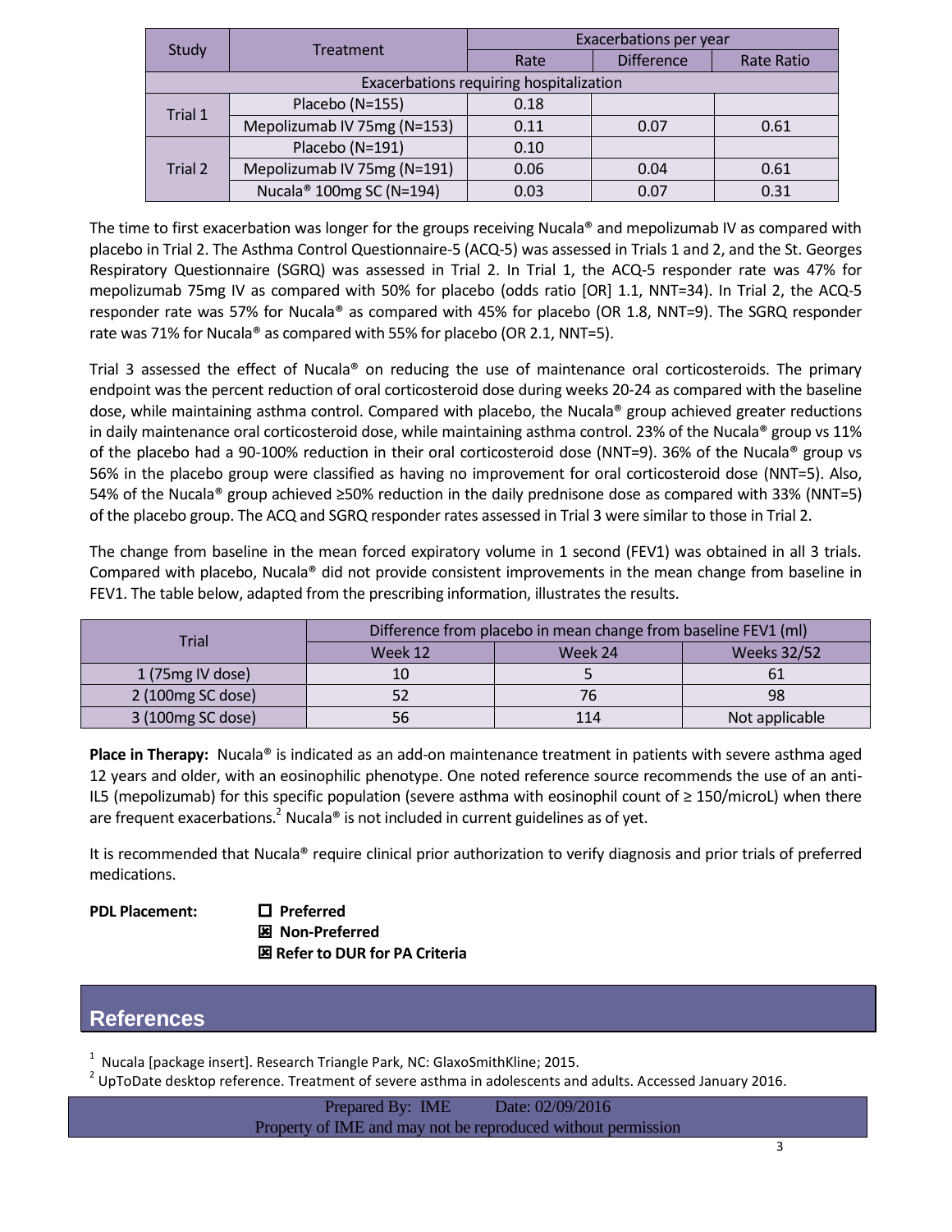| Study | Treatment | Exacerbations per year | | |
|---|---|---|---|---|
| | | Rate | Difference | Rate Ratio |
| Exacerbations requiring hospitalization | | | | |
| Trial 1 | Placebo (N=155) | 0.18 | | |
| | Mepolizumab IV 75mg (N=153) | 0.11 | 0.07 | 0.61 |
| Trial 2 | Placebo (N=191) | 0.10 | | |
| | Mepolizumab IV 75mg (N=191) | 0.06 | 0.04 | 0.61 |
| | Nucala® 100mg SC (N=194) | 0.03 | 0.07 | 0.31 |

The time to first exacerbation was longer for the groups receiving Nucala® and mepolizumab IV as compared with placebo in Trial 2. The Asthma Control Questionnaire-5 (ACQ-5) was assessed in Trials 1 and 2, and the St. Georges Respiratory Questionnaire (SGRQ) was assessed in Trial 2. In Trial 1, the ACQ-5 responder rate was 47% for mepolizumab 75mg IV as compared with 50% for placebo (odds ratio [OR] 1.1, NNT=34). In Trial 2, the ACQ-5 responder rate was 57% for Nucala® as compared with 45% for placebo (OR 1.8, NNT=9). The SGRQ responder rate was 71% for Nucala® as compared with 55% for placebo (OR 2.1, NNT=5).

Trial 3 assessed the effect of Nucala® on reducing the use of maintenance oral corticosteroids. The primary endpoint was the percent reduction of oral corticosteroid dose during weeks 20-24 as compared with the baseline dose, while maintaining asthma control. Compared with placebo, the Nucala® group achieved greater reductions in daily maintenance oral corticosteroid dose, while maintaining asthma control. 23% of the Nucala® group vs 11% of the placebo had a 90-100% reduction in their oral corticosteroid dose (NNT=9). 36% of the Nucala® group vs 56% in the placebo group were classified as having no improvement for oral corticosteroid dose (NNT=5). Also, 54% of the Nucala® group achieved ≥50% reduction in the daily prednisone dose as compared with 33% (NNT=5) of the placebo group. The ACQ and SGRQ responder rates assessed in Trial 3 were similar to those in Trial 2.

The change from baseline in the mean forced expiratory volume in 1 second (FEV1) was obtained in all 3 trials. Compared with placebo, Nucala® did not provide consistent improvements in the mean change from baseline in FEV1. The table below, adapted from the prescribing information, illustrates the results.

| Trial | Difference from placebo in mean change from baseline FEV1 (ml) | | |
|---|---|---|---|
| | Week 12 | Week 24 | Weeks 32/52 |
| 1 (75mg IV dose) | 10 | 5 | 61 |
| 2 (100mg SC dose) | 52 | 76 | 98 |
| 3 (100mg SC dose) | 56 | 114 | Not applicable |

**Place in Therapy:** Nucala® is indicated as an add-on maintenance treatment in patients with severe asthma aged 12 years and older, with an eosinophilic phenotype. One noted reference source recommends the use of an anti-IL5 (mepolizumab) for this specific population (severe asthma with eosinophil count of ≥ 150/microL) when there are frequent exacerbations.[2] Nucala® is not included in current guidelines as of yet.

It is recommended that Nucala® require clinical prior authorization to verify diagnosis and prior trials of preferred medications.

**PDL Placement:**
- ☐ **Preferred**
- ☒ **Non-Preferred**
- ☒ **Refer to DUR for PA Criteria**

## References

[1] Nucala [package insert]. Research Triangle Park, NC: GlaxoSmithKline; 2015.

[2] UpToDate desktop reference. Treatment of severe asthma in adolescents and adults. Accessed January 2016.

Prepared By: IME Date: 02/09/2016
Property of IME and may not be reproduced without permission